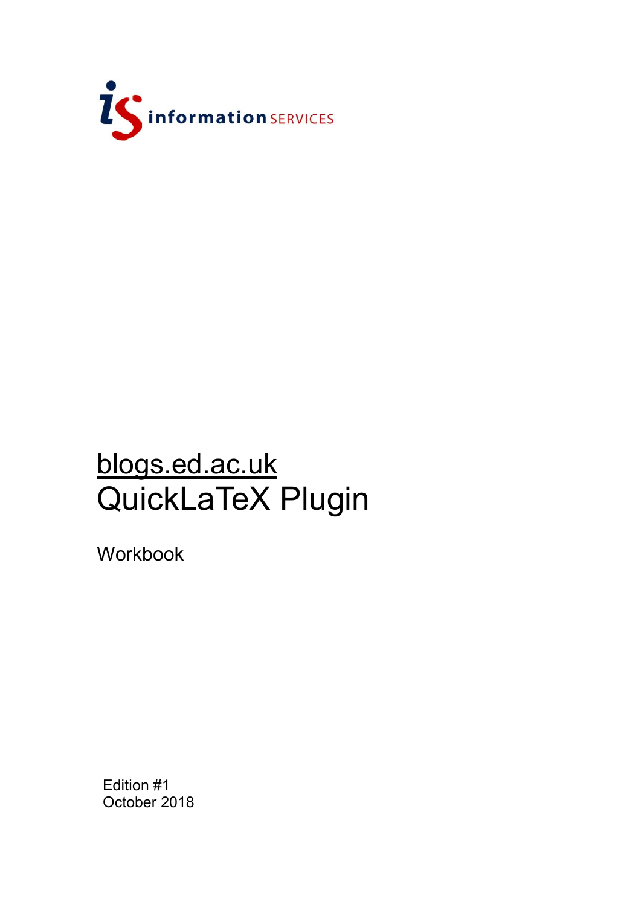information SERVICES

# blogs.ed.ac.uk QuickLaTeX Plugin

Workbook

Edition #1
October 2018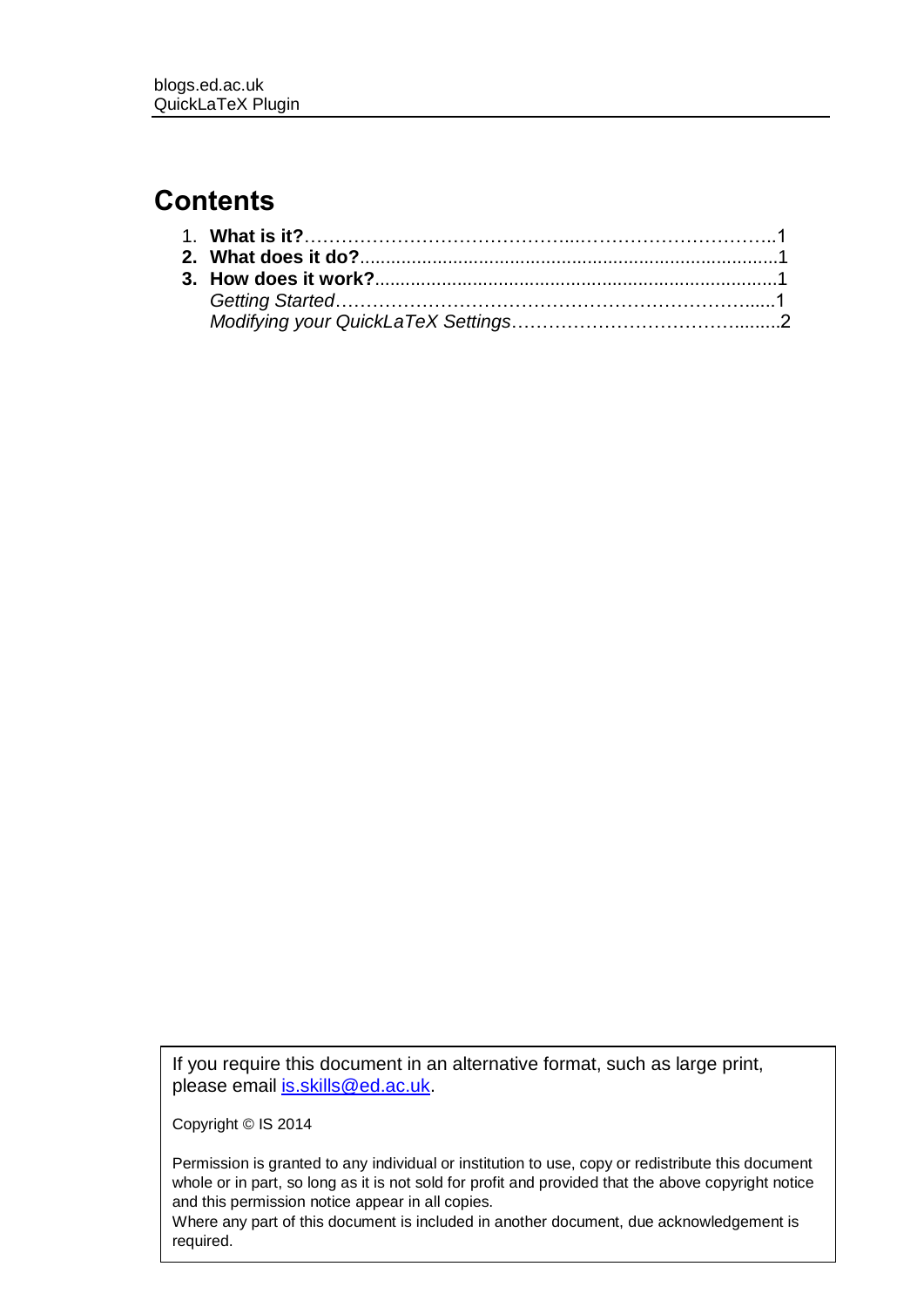# Contents

1. **What is it?**……………………………………..…………………………..1
2. **What does it do?**...............................................................................1
3. **How does it work?**.............................................................................1
   *Getting Started*…………………………………………………………......1
   *Modifying your QuickLaTeX Settings*……………………………….........2

If you require this document in an alternative format, such as large print, please email is.skills@ed.ac.uk.

Copyright © IS 2014

Permission is granted to any individual or institution to use, copy or redistribute this document whole or in part, so long as it is not sold for profit and provided that the above copyright notice and this permission notice appear in all copies.
Where any part of this document is included in another document, due acknowledgement is required.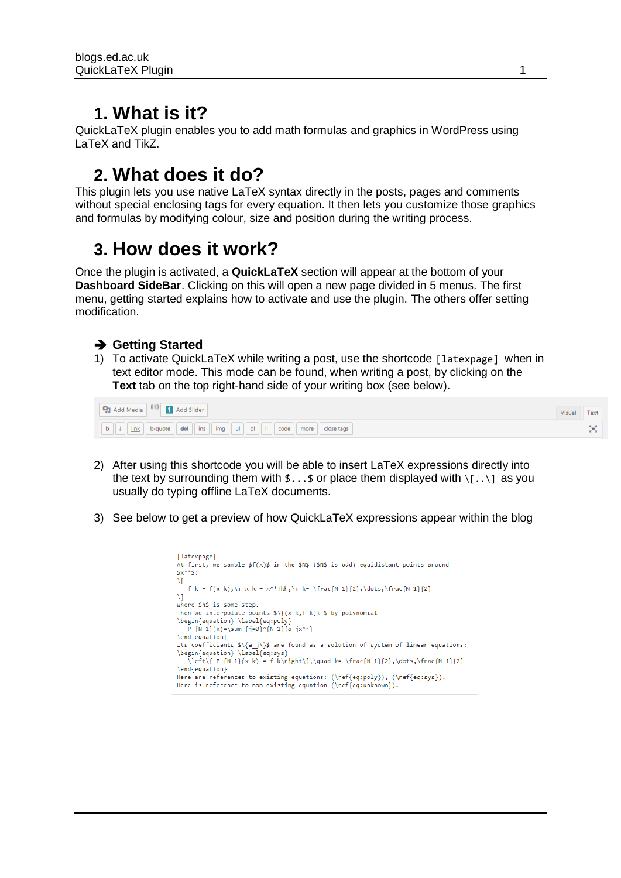# 1. What is it?

QuickLaTeX plugin enables you to add math formulas and graphics in WordPress using LaTeX and TikZ.

# 2. What does it do?

This plugin lets you use native LaTeX syntax directly in the posts, pages and comments without special enclosing tags for every equation. It then lets you customize those graphics and formulas by modifying colour, size and position during the writing process.

# 3. How does it work?

Once the plugin is activated, a **QuickLaTeX** section will appear at the bottom of your **Dashboard SideBar**. Clicking on this will open a new page divided in 5 menus. The first menu, getting started explains how to activate and use the plugin. The others offer setting modification.

### ➔ Getting Started

1) To activate QuickLaTeX while writing a post, use the shortcode `[latexpage]` when in text editor mode. This mode can be found, when writing a post, by clicking on the **Text** tab on the top right-hand side of your writing box (see below).

Add Media | Add Slider | Visual | Text
b | i | link | b-quote | del | ins | img | ul | ol | li | code | more | close tags

2) After using this shortcode you will be able to insert LaTeX expressions directly into the text by surrounding them with `$...$` or place them displayed with `\[..\]` as you usually do typing offline LaTeX documents.

3) See below to get a preview of how QuickLaTeX expressions appear within the blog

```
[latexpage]
At first, we sample $f(x)$ in the $N$ ($N$ is odd) equidistant points around
$x^*$:
\[
   f_k = f(x_k),\: x_k = x^*+kh,\: k=-\frac{N-1}{2},\dots,\frac{N-1}{2}
\]
where $h$ is some step.
Then we interpolate points $\{(x_k,f_k)\}$ by polynomial
\begin{equation} \label{eq:poly}
   P_{N-1}(x)=\sum_{j=0}^{N-1}{a_jx^j}
\end{equation}
Its coefficients $\{a_j\}$ are found as a solution of system of linear equations:
\begin{equation} \label{eq:sys}
   \left\{ P_{N-1}(x_k) = f_k\right\},\quad k=-\frac{N-1}{2},\dots,\frac{N-1}{2}
\end{equation}
Here are references to existing equations: (\ref{eq:poly}), (\ref{eq:sys}).
Here is reference to non-existing equation (\ref{eq:unknown}).
```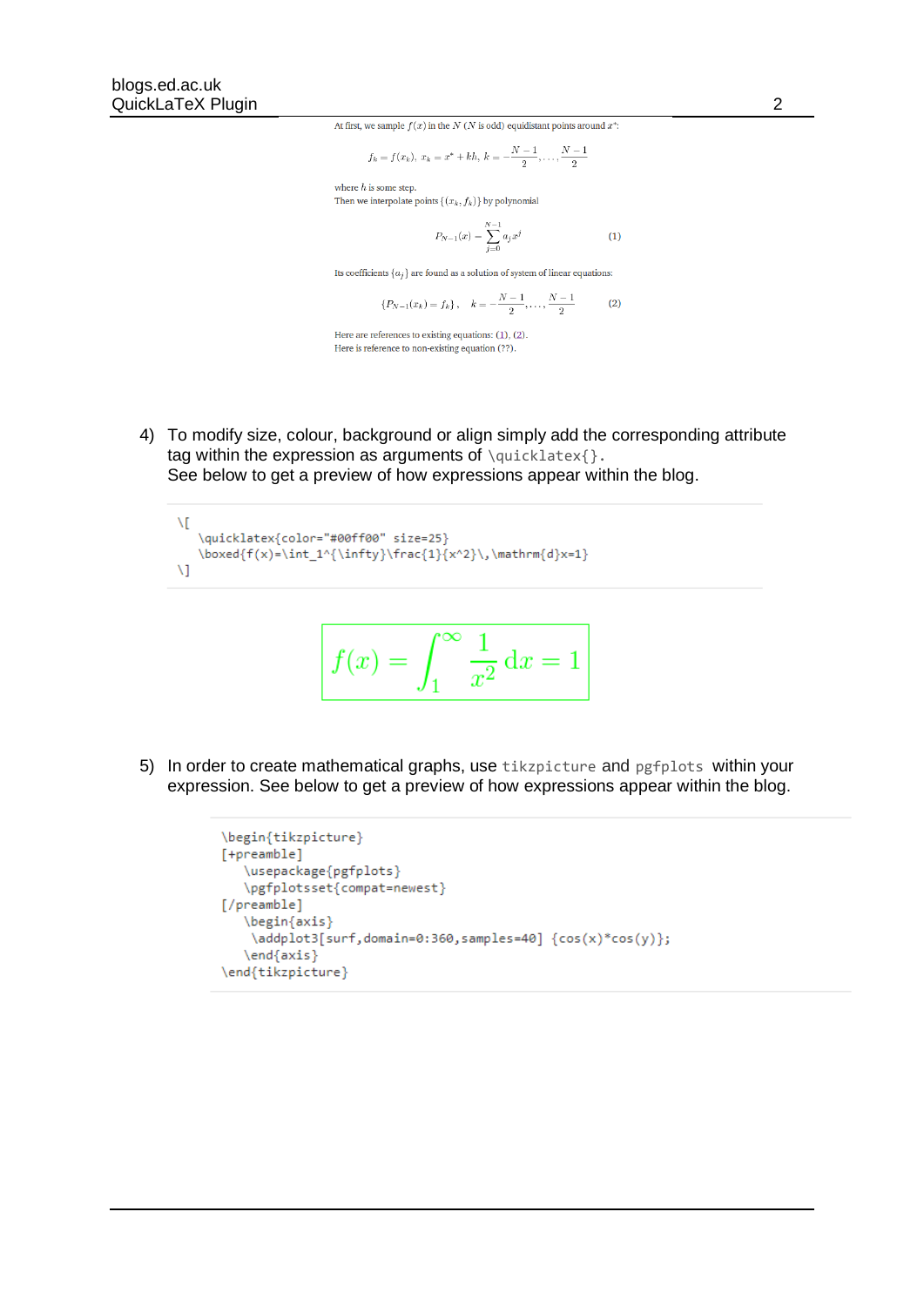At first, we sample $f(x)$ in the $N$ ($N$ is odd) equidistant points around $x^*$:

$$f_k = f(x_k),\ x_k = x^* + kh,\ k = -\frac{N-1}{2},\dots,\frac{N-1}{2}$$

where $h$ is some step.
Then we interpolate points $\{(x_k, f_k)\}$ by polynomial

$$P_{N-1}(x) = \sum_{j=0}^{N-1} a_j x^j \tag{1}$$

Its coefficients $\{a_j\}$ are found as a solution of system of linear equations:

$$\{P_{N-1}(x_k) = f_k\},\quad k = -\frac{N-1}{2},\dots,\frac{N-1}{2} \tag{2}$$

Here are references to existing equations: (1), (2).
Here is reference to non-existing equation (??).

4) To modify size, colour, background or align simply add the corresponding attribute tag within the expression as arguments of `\quicklatex{}`.
See below to get a preview of how expressions appear within the blog.

```
\[
   \quicklatex{color="#00ff00" size=25}
   \boxed{f(x)=\int_1^{\infty}\frac{1}{x^2}\,\mathrm{d}x=1}
\]
```

$$\boxed{f(x)=\int_1^{\infty}\frac{1}{x^2}\,\mathrm{d}x=1}$$

5) In order to create mathematical graphs, use `tikzpicture` and `pgfplots` within your expression. See below to get a preview of how expressions appear within the blog.

```
\begin{tikzpicture}
[+preamble]
   \usepackage{pgfplots}
   \pgfplotsset{compat=newest}
[/preamble]
   \begin{axis}
    \addplot3[surf,domain=0:360,samples=40] {cos(x)*cos(y)};
   \end{axis}
\end{tikzpicture}
```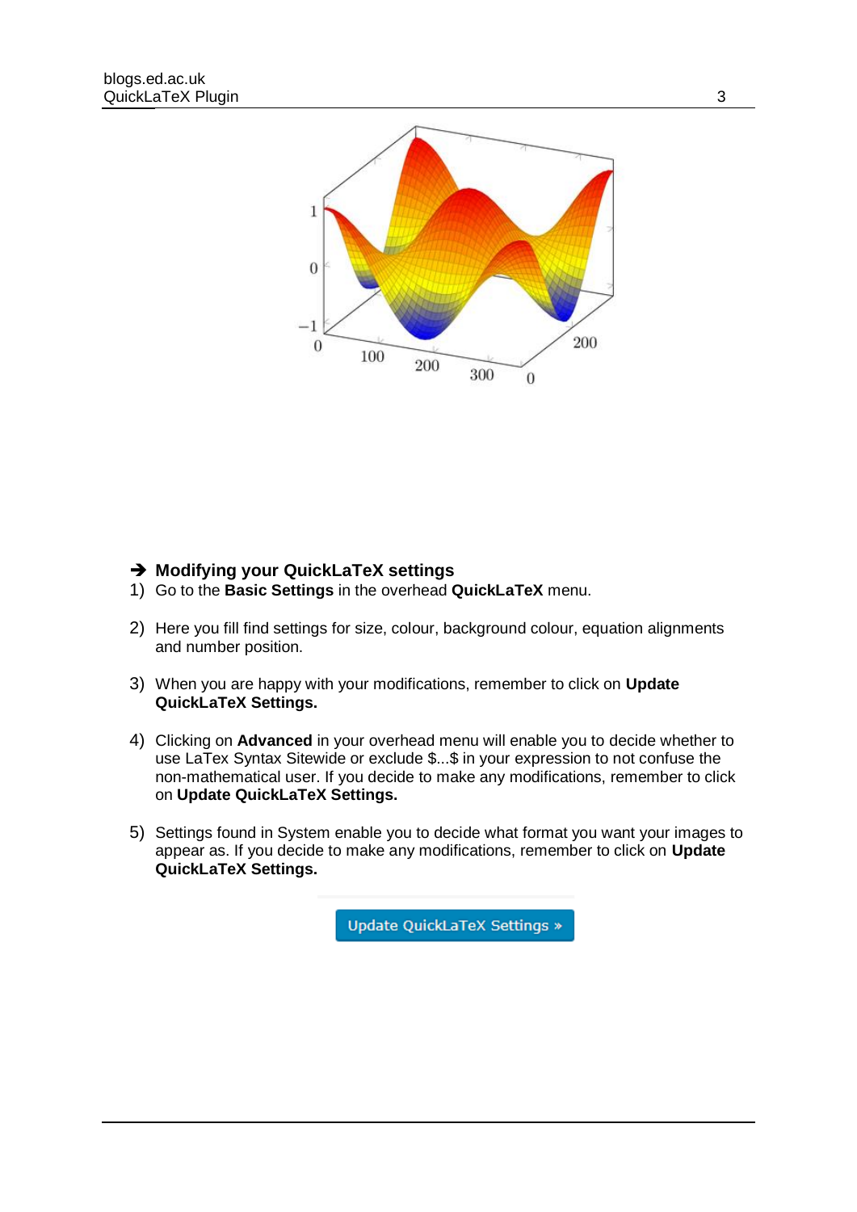1
0
−1
0
100
200
300
0
200

## ➔ Modifying your QuickLaTeX settings

1) Go to the **Basic Settings** in the overhead **QuickLaTeX** menu.

2) Here you fill find settings for size, colour, background colour, equation alignments and number position.

3) When you are happy with your modifications, remember to click on **Update QuickLaTeX Settings.**

4) Clicking on **Advanced** in your overhead menu will enable you to decide whether to use LaTex Syntax Sitewide or exclude $...$ in your expression to not confuse the non-mathematical user. If you decide to make any modifications, remember to click on **Update QuickLaTeX Settings.**

5) Settings found in System enable you to decide what format you want your images to appear as. If you decide to make any modifications, remember to click on **Update QuickLaTeX Settings.**

Update QuickLaTeX Settings »